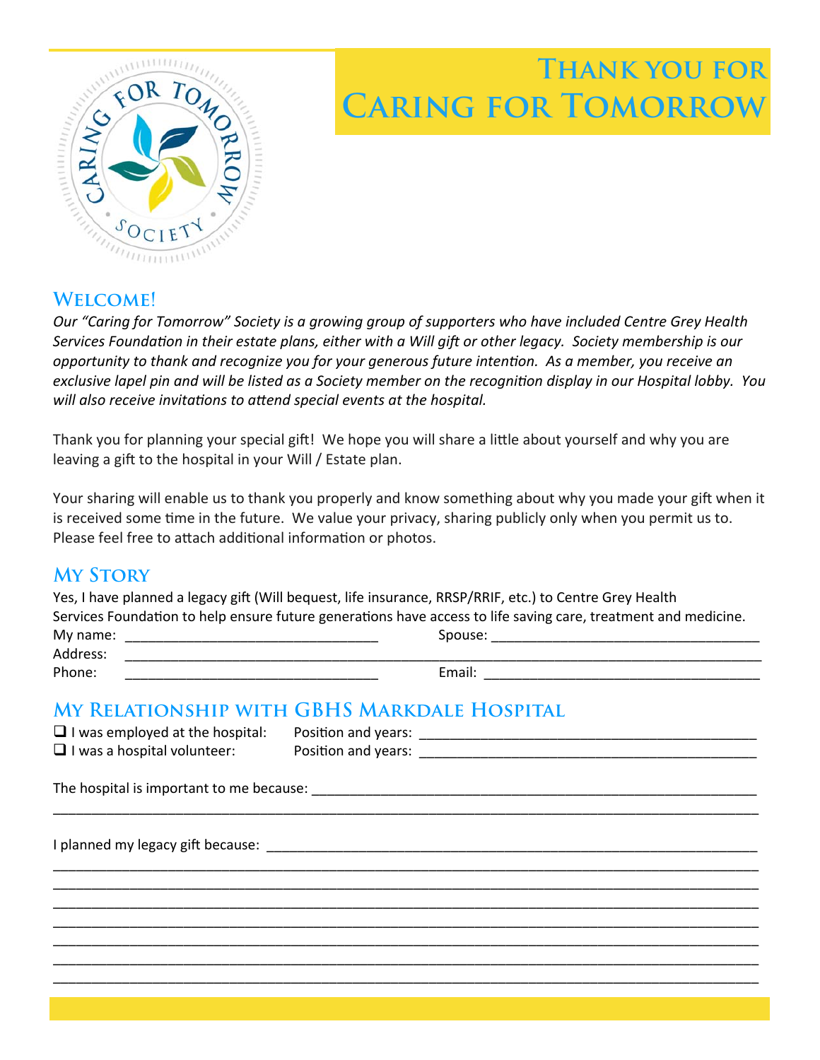# Thank you for Caring for Tomorrow

## Welcome!

*Our "Caring for Tomorrow" Society is a growing group of supporters who have included Centre Grey Health Services Foundation in their estate plans, either with a Will gift or other legacy. Society membership is our opportunity to thank and recognize you for your generous future intention. As a member, you receive an exclusive lapel pin and will be listed as a Society member on the recognition display in our Hospital lobby. You will also receive invitations to attend special events at the hospital.*

Thank you for planning your special gift! We hope you will share a little about yourself and why you are leaving a gift to the hospital in your Will / Estate plan.

Your sharing will enable us to thank you properly and know something about why you made your gift when it is received some time in the future. We value your privacy, sharing publicly only when you permit us to. Please feel free to attach additional information or photos.

## My Story

Yes, I have planned a legacy gift (Will bequest, life insurance, RRSP/RRIF, etc.) to Centre Grey Health Services Foundation to help ensure future generations have access to life saving care, treatment and medicine.

My name: _________________________________ Spouse: ___________________________________

Address: ___________________________________________________________________________

Phone: _________________________________ Email: ____________________________________

## My Relationship with GBHS Markdale Hospital

❑ I was employed at the hospital: Position and years: ___________________________________________

❑ I was a hospital volunteer: Position and years: ___________________________________________

The hospital is important to me because: ___________________________________________________

_____________________________________________________________________________________

I planned my legacy gift because: _________________________________________________________

_____________________________________________________________________________________

_____________________________________________________________________________________

_____________________________________________________________________________________

_____________________________________________________________________________________

_____________________________________________________________________________________

_____________________________________________________________________________________

_____________________________________________________________________________________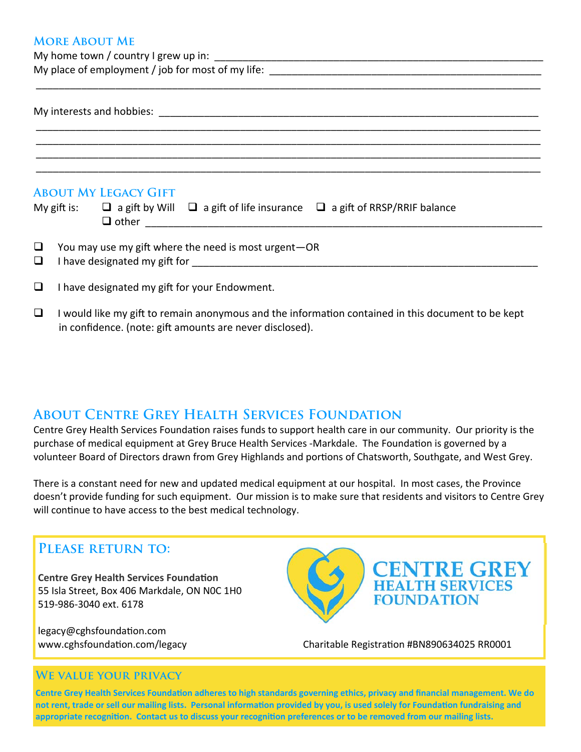## More About Me

My home town / country I grew up in: ________________________________________________

My place of employment / job for most of my life: ____________________________________

_______________________________________________________________________________

My interests and hobbies: ________________________________________________________

_______________________________________________________________________________

_______________________________________________________________________________

_______________________________________________________________________________

_______________________________________________________________________________

## About My Legacy Gift

My gift is: ❑ a gift by Will ❑ a gift of life insurance ❑ a gift of RRSP/RRIF balance
❑ other ___________________________________________________________________

❑ You may use my gift where the need is most urgent—OR

❑ I have designated my gift for _____________________________________________________

❑ I have designated my gift for your Endowment.

❑ I would like my gift to remain anonymous and the information contained in this document to be kept in confidence. (note: gift amounts are never disclosed).

## About Centre Grey Health Services Foundation

Centre Grey Health Services Foundation raises funds to support health care in our community. Our priority is the purchase of medical equipment at Grey Bruce Health Services -Markdale. The Foundation is governed by a volunteer Board of Directors drawn from Grey Highlands and portions of Chatsworth, Southgate, and West Grey.

There is a constant need for new and updated medical equipment at our hospital. In most cases, the Province doesn't provide funding for such equipment. Our mission is to make sure that residents and visitors to Centre Grey will continue to have access to the best medical technology.

## Please return to:

**Centre Grey Health Services Foundation**
55 Isla Street, Box 406 Markdale, ON N0C 1H0
519-986-3040 ext. 6178

legacy@cghsfoundation.com
www.cghsfoundation.com/legacy

CENTRE GREY HEALTH SERVICES FOUNDATION

Charitable Registration #BN890634025 RR0001

## We value your privacy

**Centre Grey Health Services Foundation adheres to high standards governing ethics, privacy and financial management. We do not rent, trade or sell our mailing lists. Personal information provided by you, is used solely for Foundation fundraising and appropriate recognition. Contact us to discuss your recognition preferences or to be removed from our mailing lists.**